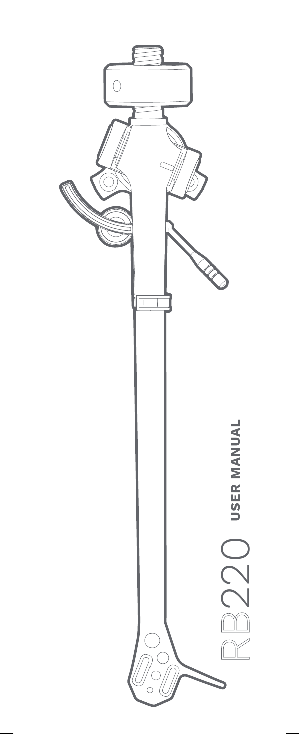# RB220 USER MANUAL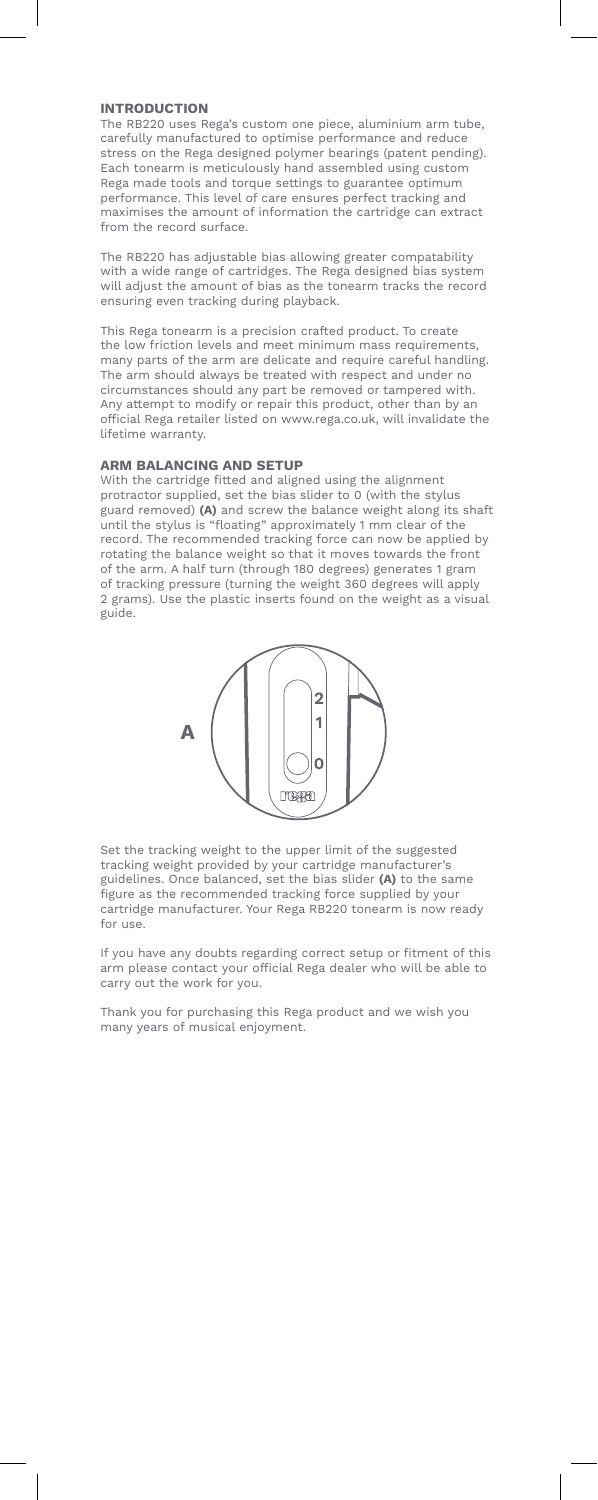## INTRODUCTION

The RB220 uses Rega's custom one piece, aluminium arm tube, carefully manufactured to optimise performance and reduce stress on the Rega designed polymer bearings (patent pending). Each tonearm is meticulously hand assembled using custom Rega made tools and torque settings to guarantee optimum performance. This level of care ensures perfect tracking and maximises the amount of information the cartridge can extract from the record surface.

The RB220 has adjustable bias allowing greater compatability with a wide range of cartridges. The Rega designed bias system will adjust the amount of bias as the tonearm tracks the record ensuring even tracking during playback.

This Rega tonearm is a precision crafted product. To create the low friction levels and meet minimum mass requirements, many parts of the arm are delicate and require careful handling. The arm should always be treated with respect and under no circumstances should any part be removed or tampered with. Any attempt to modify or repair this product, other than by an official Rega retailer listed on www.rega.co.uk, will invalidate the lifetime warranty.

## ARM BALANCING AND SETUP

With the cartridge fitted and aligned using the alignment protractor supplied, set the bias slider to 0 (with the stylus guard removed) **(A)** and screw the balance weight along its shaft until the stylus is "floating" approximately 1 mm clear of the record. The recommended tracking force can now be applied by rotating the balance weight so that it moves towards the front of the arm. A half turn (through 180 degrees) generates 1 gram of tracking pressure (turning the weight 360 degrees will apply 2 grams). Use the plastic inserts found on the weight as a visual guide.

**A**

Set the tracking weight to the upper limit of the suggested tracking weight provided by your cartridge manufacturer's guidelines. Once balanced, set the bias slider **(A)** to the same figure as the recommended tracking force supplied by your cartridge manufacturer. Your Rega RB220 tonearm is now ready for use.

If you have any doubts regarding correct setup or fitment of this arm please contact your official Rega dealer who will be able to carry out the work for you.

Thank you for purchasing this Rega product and we wish you many years of musical enjoyment.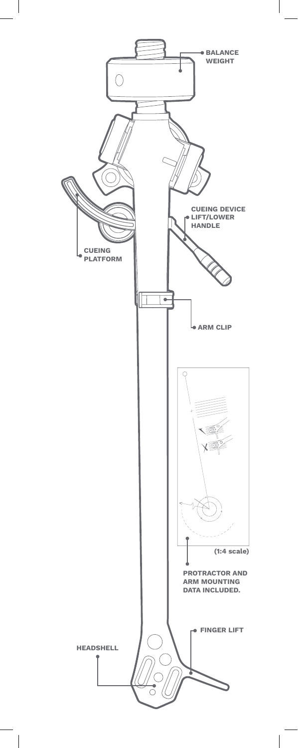BALANCE WEIGHT

CUEING DEVICE LIFT/LOWER HANDLE

CUEING PLATFORM

ARM CLIP

(1:4 scale)

PROTRACTOR AND ARM MOUNTING DATA INCLUDED.

FINGER LIFT

HEADSHELL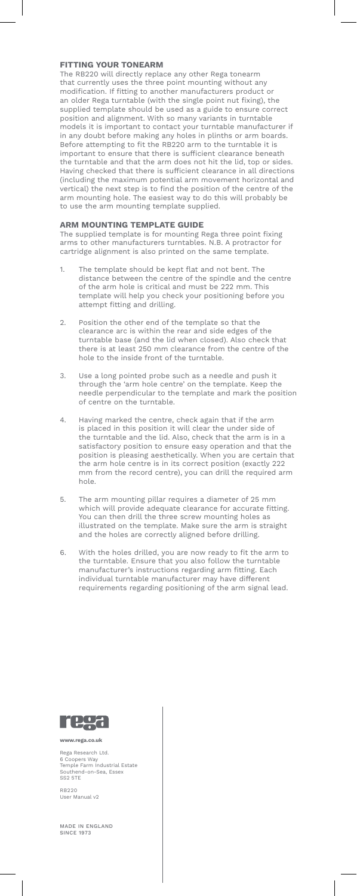## FITTING YOUR TONEARM

The RB220 will directly replace any other Rega tonearm that currently uses the three point mounting without any modification. If fitting to another manufacturers product or an older Rega turntable (with the single point nut fixing), the supplied template should be used as a guide to ensure correct position and alignment. With so many variants in turntable models it is important to contact your turntable manufacturer if in any doubt before making any holes in plinths or arm boards. Before attempting to fit the RB220 arm to the turntable it is important to ensure that there is sufficient clearance beneath the turntable and that the arm does not hit the lid, top or sides. Having checked that there is sufficient clearance in all directions (including the maximum potential arm movement horizontal and vertical) the next step is to find the position of the centre of the arm mounting hole. The easiest way to do this will probably be to use the arm mounting template supplied.

## ARM MOUNTING TEMPLATE GUIDE

The supplied template is for mounting Rega three point fixing arms to other manufacturers turntables. N.B. A protractor for cartridge alignment is also printed on the same template.

1. The template should be kept flat and not bent. The distance between the centre of the spindle and the centre of the arm hole is critical and must be 222 mm. This template will help you check your positioning before you attempt fitting and drilling.

2. Position the other end of the template so that the clearance arc is within the rear and side edges of the turntable base (and the lid when closed). Also check that there is at least 250 mm clearance from the centre of the hole to the inside front of the turntable.

3. Use a long pointed probe such as a needle and push it through the 'arm hole centre' on the template. Keep the needle perpendicular to the template and mark the position of centre on the turntable.

4. Having marked the centre, check again that if the arm is placed in this position it will clear the under side of the turntable and the lid. Also, check that the arm is in a satisfactory position to ensure easy operation and that the position is pleasing aesthetically. When you are certain that the arm hole centre is in its correct position (exactly 222 mm from the record centre), you can drill the required arm hole.

5. The arm mounting pillar requires a diameter of 25 mm which will provide adequate clearance for accurate fitting. You can then drill the three screw mounting holes as illustrated on the template. Make sure the arm is straight and the holes are correctly aligned before drilling.

6. With the holes drilled, you are now ready to fit the arm to the turntable. Ensure that you also follow the turntable manufacturer's instructions regarding arm fitting. Each individual turntable manufacturer may have different requirements regarding positioning of the arm signal lead.

rega

**www.rega.co.uk**

Rega Research Ltd.
6 Coopers Way
Temple Farm Industrial Estate
Southend-on-Sea, Essex
SS2 5TE

RB220
User Manual v2

MADE IN ENGLAND
SINCE 1973